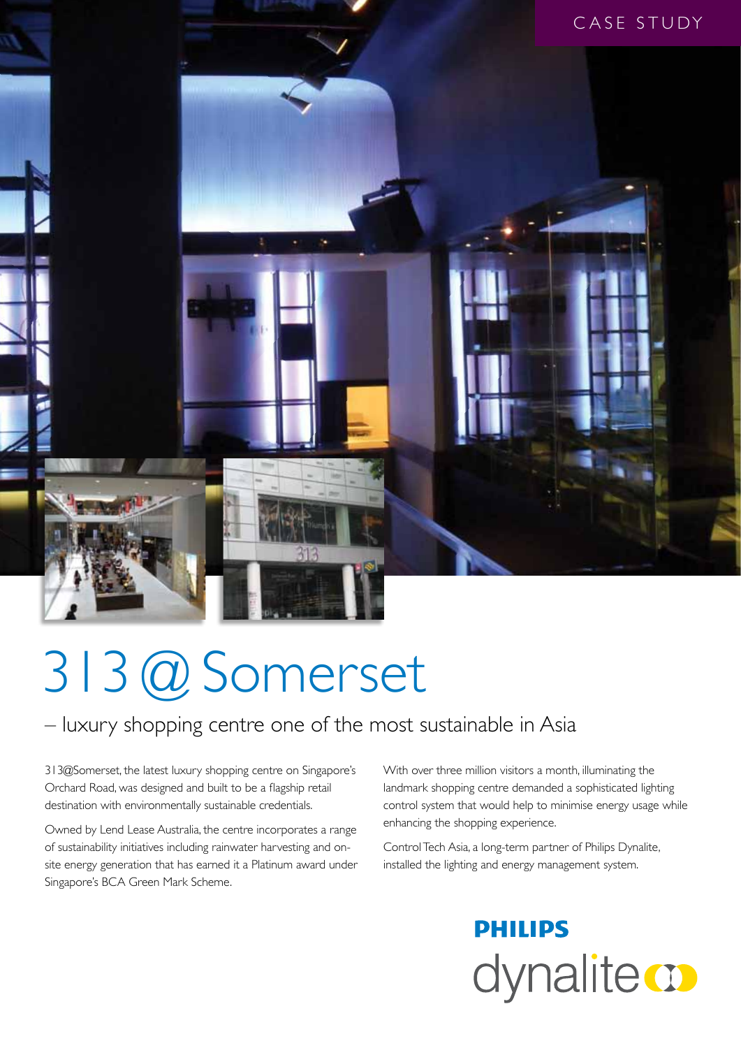CASE STUDY

# 313 @ Somerset

## – luxury shopping centre one of the most sustainable in Asia

313@Somerset, the latest luxury shopping centre on Singapore's Orchard Road, was designed and built to be a flagship retail destination with environmentally sustainable credentials.

Owned by Lend Lease Australia, the centre incorporates a range of sustainability initiatives including rainwater harvesting and on-site energy generation that has earned it a Platinum award under Singapore's BCA Green Mark Scheme.

With over three million visitors a month, illuminating the landmark shopping centre demanded a sophisticated lighting control system that would help to minimise energy usage while enhancing the shopping experience.

Control Tech Asia, a long-term partner of Philips Dynalite, installed the lighting and energy management system.

PHILIPS dynalite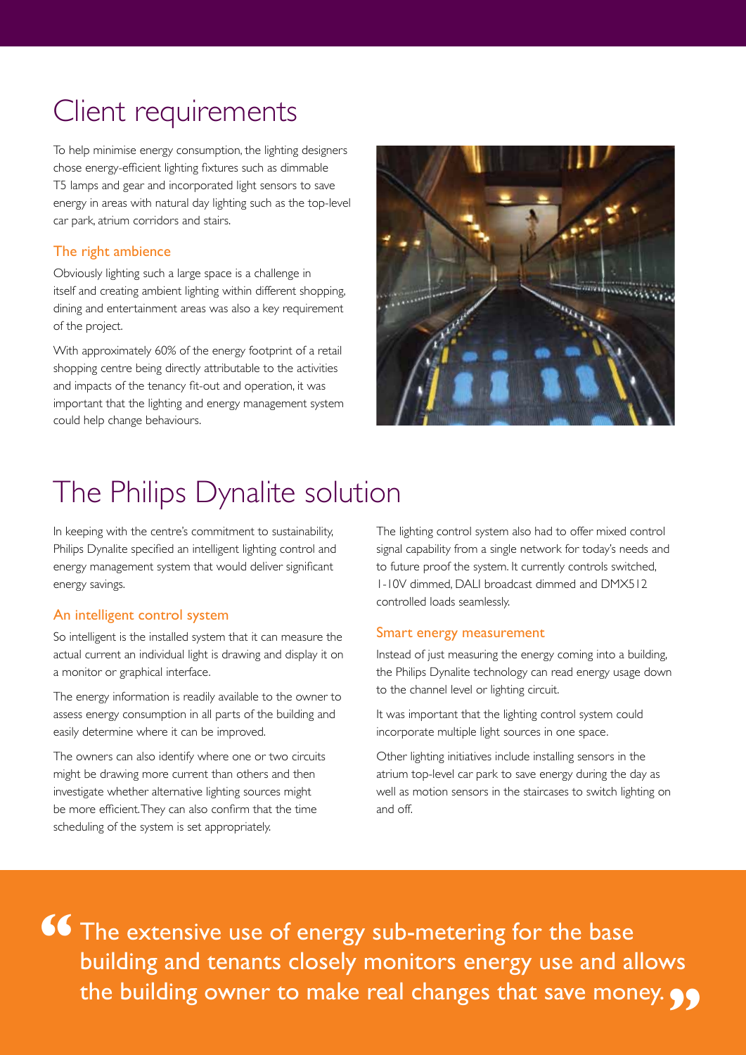# Client requirements

To help minimise energy consumption, the lighting designers chose energy-efficient lighting fixtures such as dimmable T5 lamps and gear and incorporated light sensors to save energy in areas with natural day lighting such as the top-level car park, atrium corridors and stairs.

### The right ambience

Obviously lighting such a large space is a challenge in itself and creating ambient lighting within different shopping, dining and entertainment areas was also a key requirement of the project.

With approximately 60% of the energy footprint of a retail shopping centre being directly attributable to the activities and impacts of the tenancy fit-out and operation, it was important that the lighting and energy management system could help change behaviours.

# The Philips Dynalite solution

In keeping with the centre's commitment to sustainability, Philips Dynalite specified an intelligent lighting control and energy management system that would deliver significant energy savings.

### An intelligent control system

So intelligent is the installed system that it can measure the actual current an individual light is drawing and display it on a monitor or graphical interface.

The energy information is readily available to the owner to assess energy consumption in all parts of the building and easily determine where it can be improved.

The owners can also identify where one or two circuits might be drawing more current than others and then investigate whether alternative lighting sources might be more efficient. They can also confirm that the time scheduling of the system is set appropriately.

The lighting control system also had to offer mixed control signal capability from a single network for today's needs and to future proof the system. It currently controls switched, 1-10V dimmed, DALI broadcast dimmed and DMX512 controlled loads seamlessly.

### Smart energy measurement

Instead of just measuring the energy coming into a building, the Philips Dynalite technology can read energy usage down to the channel level or lighting circuit.

It was important that the lighting control system could incorporate multiple light sources in one space.

Other lighting initiatives include installing sensors in the atrium top-level car park to save energy during the day as well as motion sensors in the staircases to switch lighting on and off.

> "The extensive use of energy sub-metering for the base building and tenants closely monitors energy use and allows the building owner to make real changes that save money."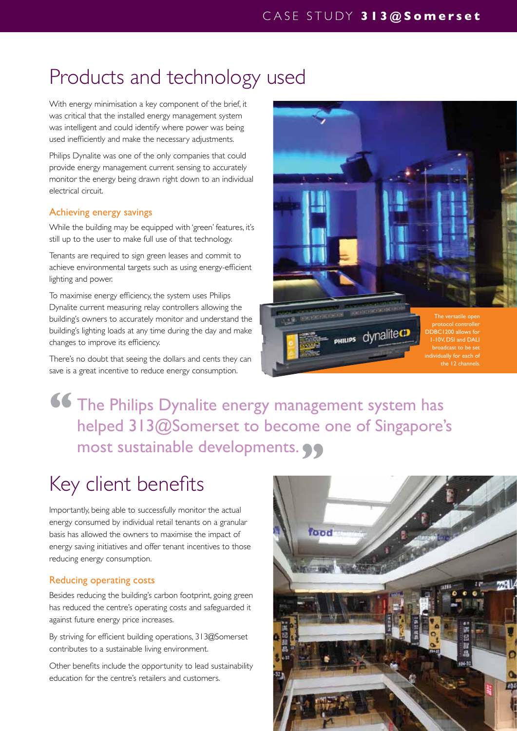# Products and technology used

With energy minimisation a key component of the brief, it was critical that the installed energy management system was intelligent and could identify where power was being used inefficiently and make the necessary adjustments.

Philips Dynalite was one of the only companies that could provide energy management current sensing to accurately monitor the energy being drawn right down to an individual electrical circuit.

### Achieving energy savings

While the building may be equipped with 'green' features, it's still up to the user to make full use of that technology.

Tenants are required to sign green leases and commit to achieve environmental targets such as using energy-efficient lighting and power.

To maximise energy efficiency, the system uses Philips Dynalite current measuring relay controllers allowing the building's owners to accurately monitor and understand the building's lighting loads at any time during the day and make changes to improve its efficiency.

There's no doubt that seeing the dollars and cents they can save is a great incentive to reduce energy consumption.

The versatile open protocol controller DDBC1200 allows for 1-10V, DSI and DALI broadcast to be set individually for each of the 12 channels.

> "The Philips Dynalite energy management system has helped 313@Somerset to become one of Singapore's most sustainable developments."

# Key client benefits

Importantly, being able to successfully monitor the actual energy consumed by individual retail tenants on a granular basis has allowed the owners to maximise the impact of energy saving initiatives and offer tenant incentives to those reducing energy consumption.

### Reducing operating costs

Besides reducing the building's carbon footprint, going green has reduced the centre's operating costs and safeguarded it against future energy price increases.

By striving for efficient building operations, 313@Somerset contributes to a sustainable living environment.

Other benefits include the opportunity to lead sustainability education for the centre's retailers and customers.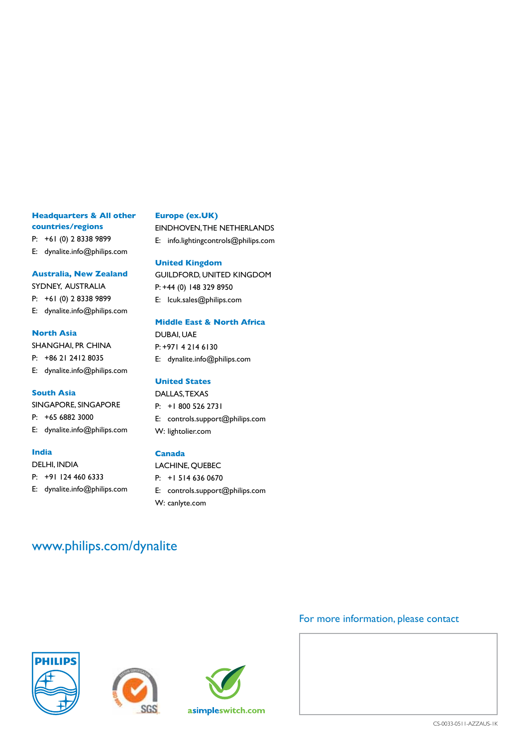### Headquarters & All other countries/regions

P: +61 (0) 2 8338 9899

E: dynalite.info@philips.com

### Australia, New Zealand

SYDNEY, AUSTRALIA

P: +61 (0) 2 8338 9899

E: dynalite.info@philips.com

### North Asia

SHANGHAI, PR CHINA

P: +86 21 2412 8035

E: dynalite.info@philips.com

### South Asia

SINGAPORE, SINGAPORE

P: +65 6882 3000

E: dynalite.info@philips.com

### India

DELHI, INDIA

P: +91 124 460 6333

E: dynalite.info@philips.com

### Europe (ex.UK)

EINDHOVEN, THE NETHERLANDS

E: info.lightingcontrols@philips.com

### United Kingdom

GUILDFORD, UNITED KINGDOM

P: +44 (0) 148 329 8950

E: lcuk.sales@philips.com

### Middle East & North Africa

DUBAI, UAE

P: +971 4 214 6130

E: dynalite.info@philips.com

### United States

DALLAS, TEXAS

P: +1 800 526 2731

E: controls.support@philips.com

W: lightolier.com

### Canada

LACHINE, QUEBEC

P: +1 514 636 0670

E: controls.support@philips.com

W: canlyte.com

www.philips.com/dynalite

For more information, please contact

PHILIPS

SGS

asimpleswitch.com

CS-0033-0511-AZZAUS-1K